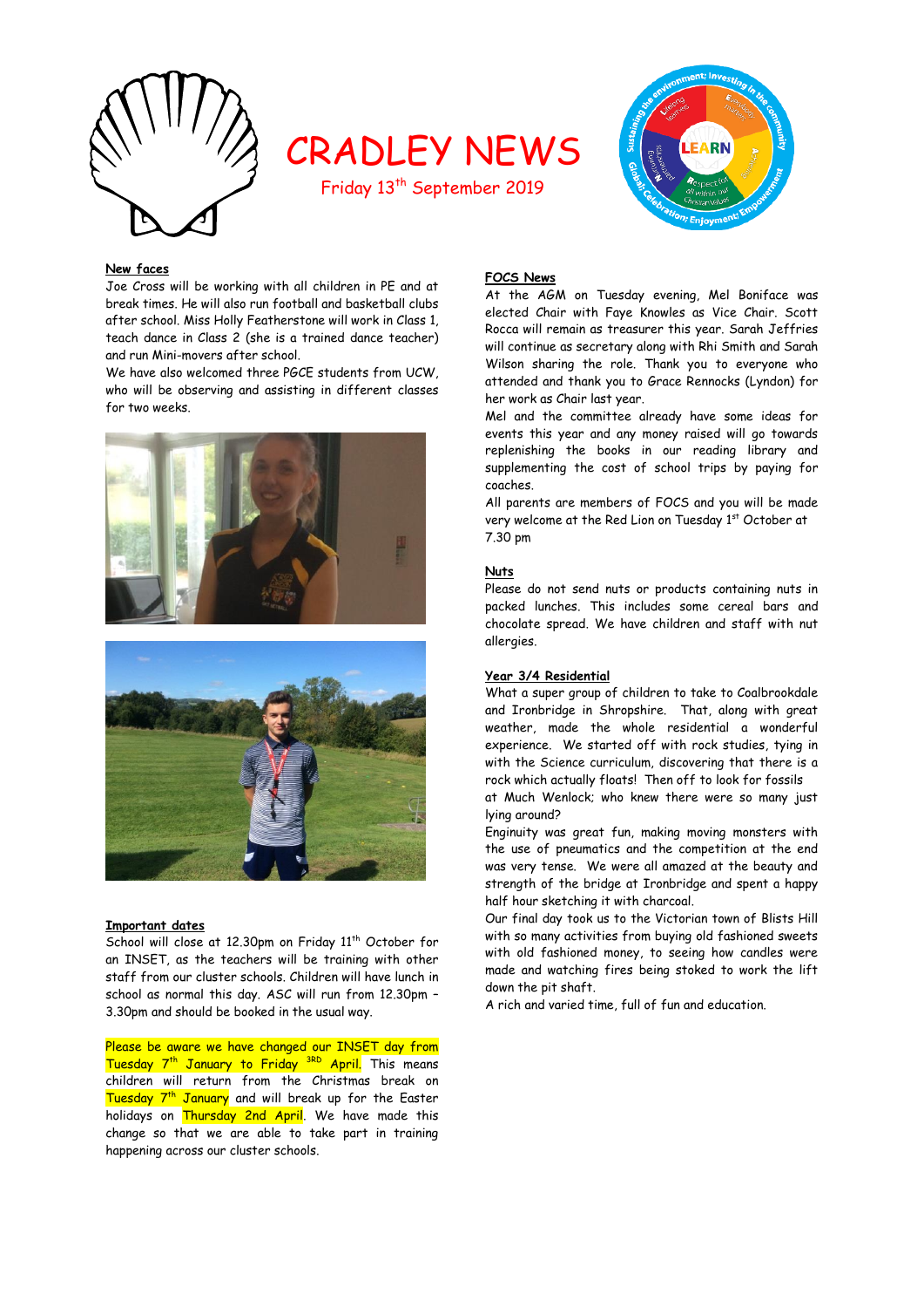# CRADLEY NEWS

Friday 13th September 2019

## New faces

Joe Cross will be working with all children in PE and at break times. He will also run football and basketball clubs after school. Miss Holly Featherstone will work in Class 1, teach dance in Class 2 (she is a trained dance teacher) and run Mini-movers after school.

We have also welcomed three PGCE students from UCW, who will be observing and assisting in different classes for two weeks.

## Important dates

School will close at 12.30pm on Friday 11th October for an INSET, as the teachers will be training with other staff from our cluster schools. Children will have lunch in school as normal this day. ASC will run from 12.30pm – 3.30pm and should be booked in the usual way.

Please be aware we have changed our INSET day from Tuesday 7th January to Friday 3RD April. This means children will return from the Christmas break on Tuesday 7th January and will break up for the Easter holidays on Thursday 2nd April. We have made this change so that we are able to take part in training happening across our cluster schools.

## FOCS News

At the AGM on Tuesday evening, Mel Boniface was elected Chair with Faye Knowles as Vice Chair. Scott Rocca will remain as treasurer this year. Sarah Jeffries will continue as secretary along with Rhi Smith and Sarah Wilson sharing the role. Thank you to everyone who attended and thank you to Grace Rennocks (Lyndon) for her work as Chair last year.

Mel and the committee already have some ideas for events this year and any money raised will go towards replenishing the books in our reading library and supplementing the cost of school trips by paying for coaches.

All parents are members of FOCS and you will be made very welcome at the Red Lion on Tuesday 1st October at 7.30 pm

## Nuts

Please do not send nuts or products containing nuts in packed lunches. This includes some cereal bars and chocolate spread. We have children and staff with nut allergies.

## Year 3/4 Residential

What a super group of children to take to Coalbrookdale and Ironbridge in Shropshire. That, along with great weather, made the whole residential a wonderful experience. We started off with rock studies, tying in with the Science curriculum, discovering that there is a rock which actually floats! Then off to look for fossils at Much Wenlock; who knew there were so many just lying around?

Enginuity was great fun, making moving monsters with the use of pneumatics and the competition at the end was very tense. We were all amazed at the beauty and strength of the bridge at Ironbridge and spent a happy half hour sketching it with charcoal.

Our final day took us to the Victorian town of Blists Hill with so many activities from buying old fashioned sweets with old fashioned money, to seeing how candles were made and watching fires being stoked to work the lift down the pit shaft.

A rich and varied time, full of fun and education.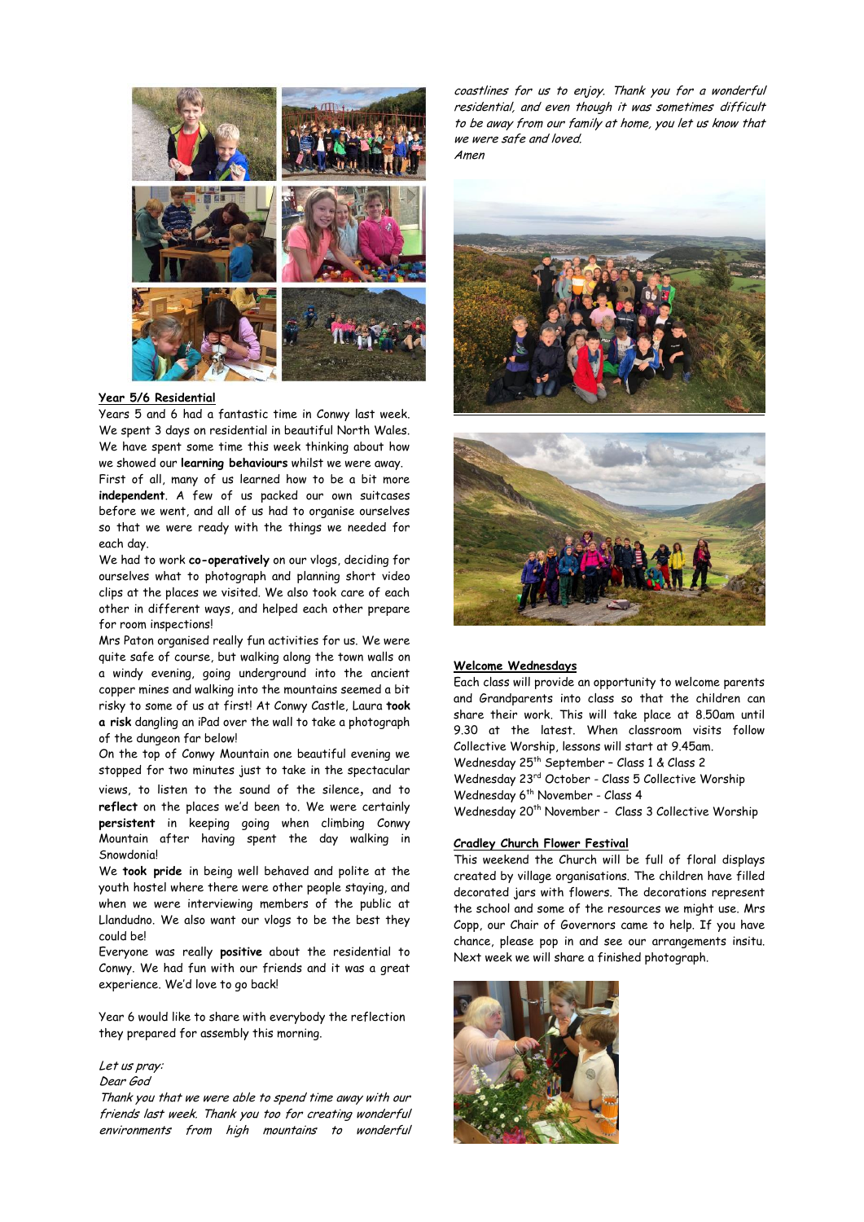## Year 5/6 Residential

Years 5 and 6 had a fantastic time in Conwy last week. We spent 3 days on residential in beautiful North Wales. We have spent some time this week thinking about how we showed our **learning behaviours** whilst we were away. First of all, many of us learned how to be a bit more **independent**. A few of us packed our own suitcases before we went, and all of us had to organise ourselves so that we were ready with the things we needed for each day.

We had to work **co-operatively** on our vlogs, deciding for ourselves what to photograph and planning short video clips at the places we visited. We also took care of each other in different ways, and helped each other prepare for room inspections!

Mrs Paton organised really fun activities for us. We were quite safe of course, but walking along the town walls on a windy evening, going underground into the ancient copper mines and walking into the mountains seemed a bit risky to some of us at first! At Conwy Castle, Laura **took a risk** dangling an iPad over the wall to take a photograph of the dungeon far below!

On the top of Conwy Mountain one beautiful evening we stopped for two minutes just to take in the spectacular views, to listen to the sound of the silence**,** and to **reflect** on the places we'd been to. We were certainly **persistent** in keeping going when climbing Conwy Mountain after having spent the day walking in Snowdonia!

We **took pride** in being well behaved and polite at the youth hostel where there were other people staying, and when we were interviewing members of the public at Llandudno. We also want our vlogs to be the best they could be!

Everyone was really **positive** about the residential to Conwy. We had fun with our friends and it was a great experience. We'd love to go back!

Year 6 would like to share with everybody the reflection they prepared for assembly this morning.

*Let us pray:*
*Dear God*
*Thank you that we were able to spend time away with our friends last week. Thank you too for creating wonderful environments from high mountains to wonderful coastlines for us to enjoy. Thank you for a wonderful residential, and even though it was sometimes difficult to be away from our family at home, you let us know that we were safe and loved.*
*Amen*

## Welcome Wednesdays

Each class will provide an opportunity to welcome parents and Grandparents into class so that the children can share their work. This will take place at 8.50am until 9.30 at the latest. When classroom visits follow Collective Worship, lessons will start at 9.45am.

Wednesday 25th September – Class 1 & Class 2
Wednesday 23rd October - Class 5 Collective Worship
Wednesday 6th November - Class 4
Wednesday 20th November - Class 3 Collective Worship

## Cradley Church Flower Festival

This weekend the Church will be full of floral displays created by village organisations. The children have filled decorated jars with flowers. The decorations represent the school and some of the resources we might use. Mrs Copp, our Chair of Governors came to help. If you have chance, please pop in and see our arrangements insitu. Next week we will share a finished photograph.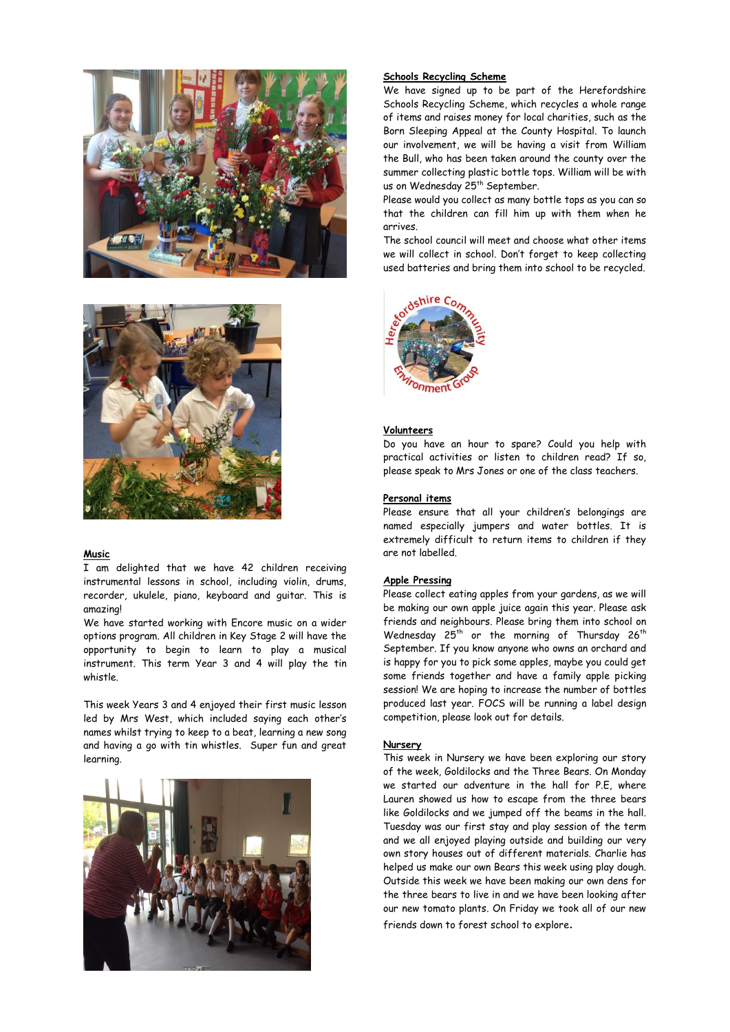## Music

I am delighted that we have 42 children receiving instrumental lessons in school, including violin, drums, recorder, ukulele, piano, keyboard and guitar. This is amazing!

We have started working with Encore music on a wider options program. All children in Key Stage 2 will have the opportunity to begin to learn to play a musical instrument. This term Year 3 and 4 will play the tin whistle.

This week Years 3 and 4 enjoyed their first music lesson led by Mrs West, which included saying each other's names whilst trying to keep to a beat, learning a new song and having a go with tin whistles. Super fun and great learning.

## Schools Recycling Scheme

We have signed up to be part of the Herefordshire Schools Recycling Scheme, which recycles a whole range of items and raises money for local charities, such as the Born Sleeping Appeal at the County Hospital. To launch our involvement, we will be having a visit from William the Bull, who has been taken around the county over the summer collecting plastic bottle tops. William will be with us on Wednesday 25th September.

Please would you collect as many bottle tops as you can so that the children can fill him up with them when he arrives.

The school council will meet and choose what other items we will collect in school. Don't forget to keep collecting used batteries and bring them into school to be recycled.

Herefordshire Community Environment Group

## Volunteers

Do you have an hour to spare? Could you help with practical activities or listen to children read? If so, please speak to Mrs Jones or one of the class teachers.

## Personal items

Please ensure that all your children's belongings are named especially jumpers and water bottles. It is extremely difficult to return items to children if they are not labelled.

## Apple Pressing

Please collect eating apples from your gardens, as we will be making our own apple juice again this year. Please ask friends and neighbours. Please bring them into school on Wednesday 25th or the morning of Thursday 26th September. If you know anyone who owns an orchard and is happy for you to pick some apples, maybe you could get some friends together and have a family apple picking session! We are hoping to increase the number of bottles produced last year. FOCS will be running a label design competition, please look out for details.

## Nursery

This week in Nursery we have been exploring our story of the week, Goldilocks and the Three Bears. On Monday we started our adventure in the hall for P.E, where Lauren showed us how to escape from the three bears like Goldilocks and we jumped off the beams in the hall. Tuesday was our first stay and play session of the term and we all enjoyed playing outside and building our very own story houses out of different materials. Charlie has helped us make our own Bears this week using play dough. Outside this week we have been making our own dens for the three bears to live in and we have been looking after our new tomato plants. On Friday we took all of our new friends down to forest school to explore.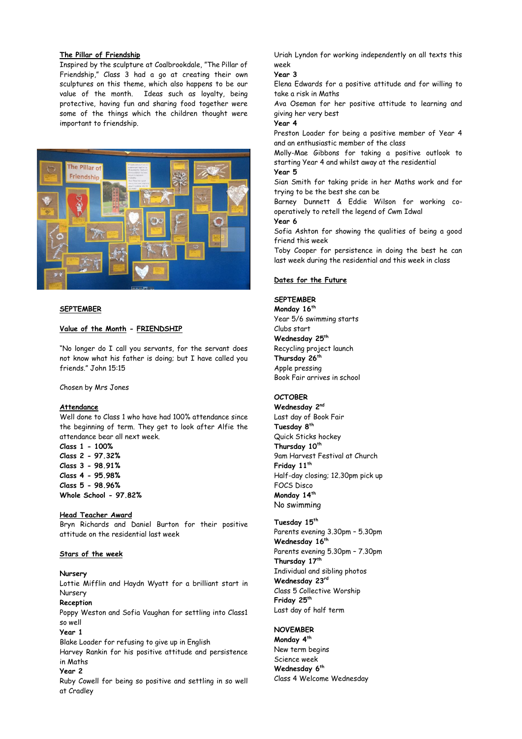## The Pillar of Friendship

Inspired by the sculpture at Coalbrookdale, "The Pillar of Friendship," Class 3 had a go at creating their own sculptures on this theme, which also happens to be our value of the month. Ideas such as loyalty, being protective, having fun and sharing food together were some of the things which the children thought were important to friendship.

## SEPTEMBER

### Value of the Month - FRIENDSHIP

"No longer do I call you servants, for the servant does not know what his father is doing; but I have called you friends." John 15:15

Chosen by Mrs Jones

### Attendance

Well done to Class 1 who have had 100% attendance since the beginning of term. They get to look after Alfie the attendance bear all next week.

**Class 1 - 100%**
**Class 2 - 97.32%**
**Class 3 - 98.91%**
**Class 4 - 95.98%**
**Class 5 - 98.96%**
**Whole School - 97.82%**

### Head Teacher Award

Bryn Richards and Daniel Burton for their positive attitude on the residential last week

### Stars of the week

**Nursery**
Lottie Mifflin and Haydn Wyatt for a brilliant start in Nursery

**Reception**
Poppy Weston and Sofia Vaughan for settling into Class1 so well

**Year 1**
Blake Loader for refusing to give up in English
Harvey Rankin for his positive attitude and persistence in Maths

**Year 2**
Ruby Cowell for being so positive and settling in so well at Cradley
Uriah Lyndon for working independently on all texts this week

**Year 3**
Elena Edwards for a positive attitude and for willing to take a risk in Maths
Ava Oseman for her positive attitude to learning and giving her very best

**Year 4**
Preston Loader for being a positive member of Year 4 and an enthusiastic member of the class
Molly-Mae Gibbons for taking a positive outlook to starting Year 4 and whilst away at the residential

**Year 5**
Sian Smith for taking pride in her Maths work and for trying to be the best she can be
Barney Dunnett & Eddie Wilson for working co-operatively to retell the legend of Cwm Idwal

**Year 6**
Sofia Ashton for showing the qualities of being a good friend this week
Toby Cooper for persistence in doing the best he can last week during the residential and this week in class

## Dates for the Future

**SEPTEMBER**

**Monday 16th**
Year 5/6 swimming starts
Clubs start

**Wednesday 25th**
Recycling project launch

**Thursday 26th**
Apple pressing
Book Fair arrives in school

**OCTOBER**

**Wednesday 2nd**
Last day of Book Fair

**Tuesday 8th**
Quick Sticks hockey

**Thursday 10th**
9am Harvest Festival at Church

**Friday 11th**
Half-day closing; 12.30pm pick up
FOCS Disco

**Monday 14th**
No swimming

**Tuesday 15th**
Parents evening 3.30pm – 5.30pm

**Wednesday 16th**
Parents evening 5.30pm – 7.30pm

**Thursday 17th**
Individual and sibling photos

**Wednesday 23rd**
Class 5 Collective Worship

**Friday 25th**
Last day of half term

**NOVEMBER**

**Monday 4th**
New term begins
Science week

**Wednesday 6th**
Class 4 Welcome Wednesday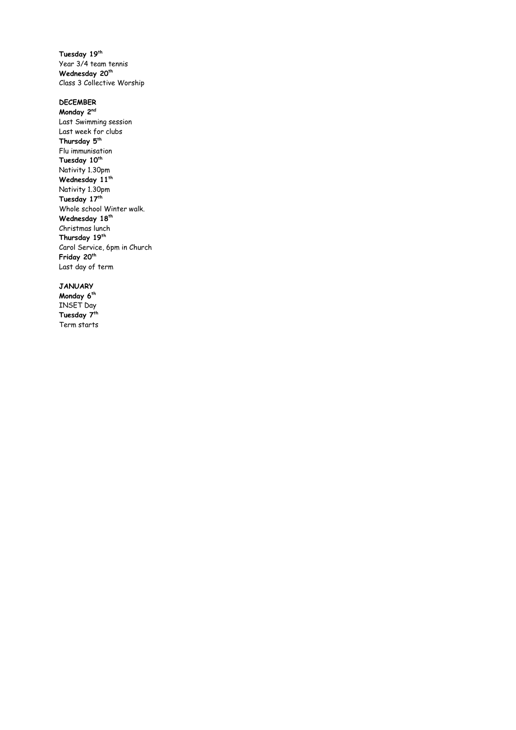**Tuesday 19th**
Year 3/4 team tennis
**Wednesday 20th**
Class 3 Collective Worship

**DECEMBER**
**Monday 2nd**
Last Swimming session
Last week for clubs
**Thursday 5th**
Flu immunisation
**Tuesday 10th**
Nativity 1.30pm
**Wednesday 11th**
Nativity 1.30pm
**Tuesday 17th**
Whole school Winter walk.
**Wednesday 18th**
Christmas lunch
**Thursday 19th**
Carol Service, 6pm in Church
**Friday 20th**
Last day of term

**JANUARY**
**Monday 6th**
INSET Day
**Tuesday 7th**
Term starts